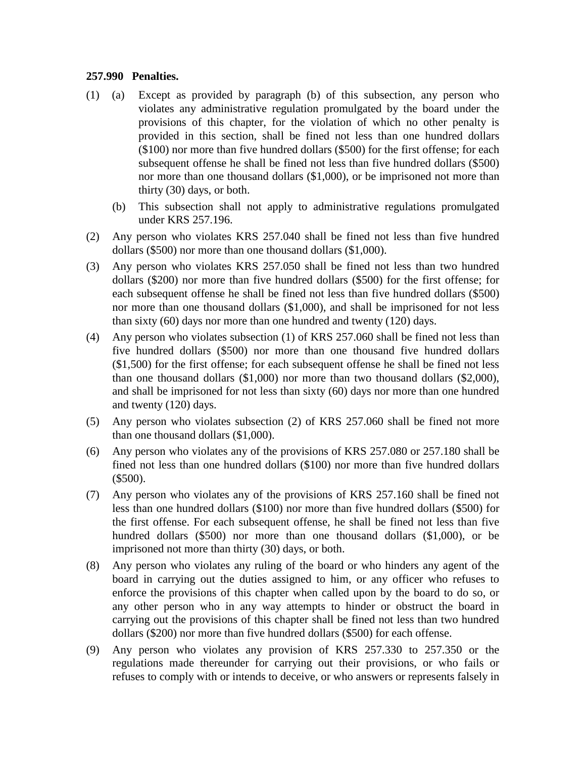**257.990 Penalties.**

(1) (a) Except as provided by paragraph (b) of this subsection, any person who violates any administrative regulation promulgated by the board under the provisions of this chapter, for the violation of which no other penalty is provided in this section, shall be fined not less than one hundred dollars ($100) nor more than five hundred dollars ($500) for the first offense; for each subsequent offense he shall be fined not less than five hundred dollars ($500) nor more than one thousand dollars ($1,000), or be imprisoned not more than thirty (30) days, or both.

(b) This subsection shall not apply to administrative regulations promulgated under KRS 257.196.

(2) Any person who violates KRS 257.040 shall be fined not less than five hundred dollars ($500) nor more than one thousand dollars ($1,000).

(3) Any person who violates KRS 257.050 shall be fined not less than two hundred dollars ($200) nor more than five hundred dollars ($500) for the first offense; for each subsequent offense he shall be fined not less than five hundred dollars ($500) nor more than one thousand dollars ($1,000), and shall be imprisoned for not less than sixty (60) days nor more than one hundred and twenty (120) days.

(4) Any person who violates subsection (1) of KRS 257.060 shall be fined not less than five hundred dollars ($500) nor more than one thousand five hundred dollars ($1,500) for the first offense; for each subsequent offense he shall be fined not less than one thousand dollars ($1,000) nor more than two thousand dollars ($2,000), and shall be imprisoned for not less than sixty (60) days nor more than one hundred and twenty (120) days.

(5) Any person who violates subsection (2) of KRS 257.060 shall be fined not more than one thousand dollars ($1,000).

(6) Any person who violates any of the provisions of KRS 257.080 or 257.180 shall be fined not less than one hundred dollars ($100) nor more than five hundred dollars ($500).

(7) Any person who violates any of the provisions of KRS 257.160 shall be fined not less than one hundred dollars ($100) nor more than five hundred dollars ($500) for the first offense. For each subsequent offense, he shall be fined not less than five hundred dollars ($500) nor more than one thousand dollars ($1,000), or be imprisoned not more than thirty (30) days, or both.

(8) Any person who violates any ruling of the board or who hinders any agent of the board in carrying out the duties assigned to him, or any officer who refuses to enforce the provisions of this chapter when called upon by the board to do so, or any other person who in any way attempts to hinder or obstruct the board in carrying out the provisions of this chapter shall be fined not less than two hundred dollars ($200) nor more than five hundred dollars ($500) for each offense.

(9) Any person who violates any provision of KRS 257.330 to 257.350 or the regulations made thereunder for carrying out their provisions, or who fails or refuses to comply with or intends to deceive, or who answers or represents falsely in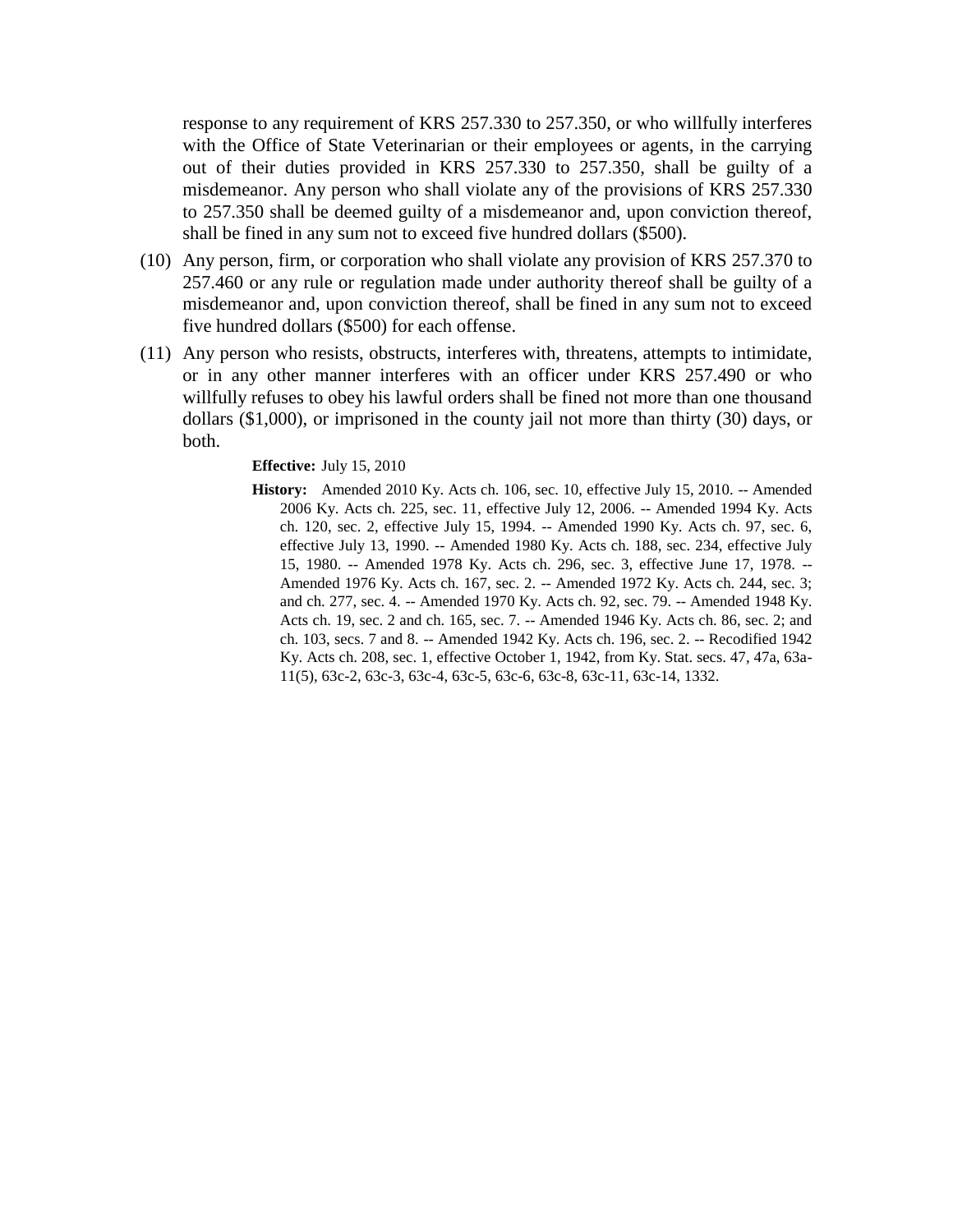response to any requirement of KRS 257.330 to 257.350, or who willfully interferes with the Office of State Veterinarian or their employees or agents, in the carrying out of their duties provided in KRS 257.330 to 257.350, shall be guilty of a misdemeanor. Any person who shall violate any of the provisions of KRS 257.330 to 257.350 shall be deemed guilty of a misdemeanor and, upon conviction thereof, shall be fined in any sum not to exceed five hundred dollars ($500).

(10) Any person, firm, or corporation who shall violate any provision of KRS 257.370 to 257.460 or any rule or regulation made under authority thereof shall be guilty of a misdemeanor and, upon conviction thereof, shall be fined in any sum not to exceed five hundred dollars ($500) for each offense.

(11) Any person who resists, obstructs, interferes with, threatens, attempts to intimidate, or in any other manner interferes with an officer under KRS 257.490 or who willfully refuses to obey his lawful orders shall be fined not more than one thousand dollars ($1,000), or imprisoned in the county jail not more than thirty (30) days, or both.

**Effective:** July 15, 2010

**History:** Amended 2010 Ky. Acts ch. 106, sec. 10, effective July 15, 2010. -- Amended 2006 Ky. Acts ch. 225, sec. 11, effective July 12, 2006. -- Amended 1994 Ky. Acts ch. 120, sec. 2, effective July 15, 1994. -- Amended 1990 Ky. Acts ch. 97, sec. 6, effective July 13, 1990. -- Amended 1980 Ky. Acts ch. 188, sec. 234, effective July 15, 1980. -- Amended 1978 Ky. Acts ch. 296, sec. 3, effective June 17, 1978. -- Amended 1976 Ky. Acts ch. 167, sec. 2. -- Amended 1972 Ky. Acts ch. 244, sec. 3; and ch. 277, sec. 4. -- Amended 1970 Ky. Acts ch. 92, sec. 79. -- Amended 1948 Ky. Acts ch. 19, sec. 2 and ch. 165, sec. 7. -- Amended 1946 Ky. Acts ch. 86, sec. 2; and ch. 103, secs. 7 and 8. -- Amended 1942 Ky. Acts ch. 196, sec. 2. -- Recodified 1942 Ky. Acts ch. 208, sec. 1, effective October 1, 1942, from Ky. Stat. secs. 47, 47a, 63a-11(5), 63c-2, 63c-3, 63c-4, 63c-5, 63c-6, 63c-8, 63c-11, 63c-14, 1332.